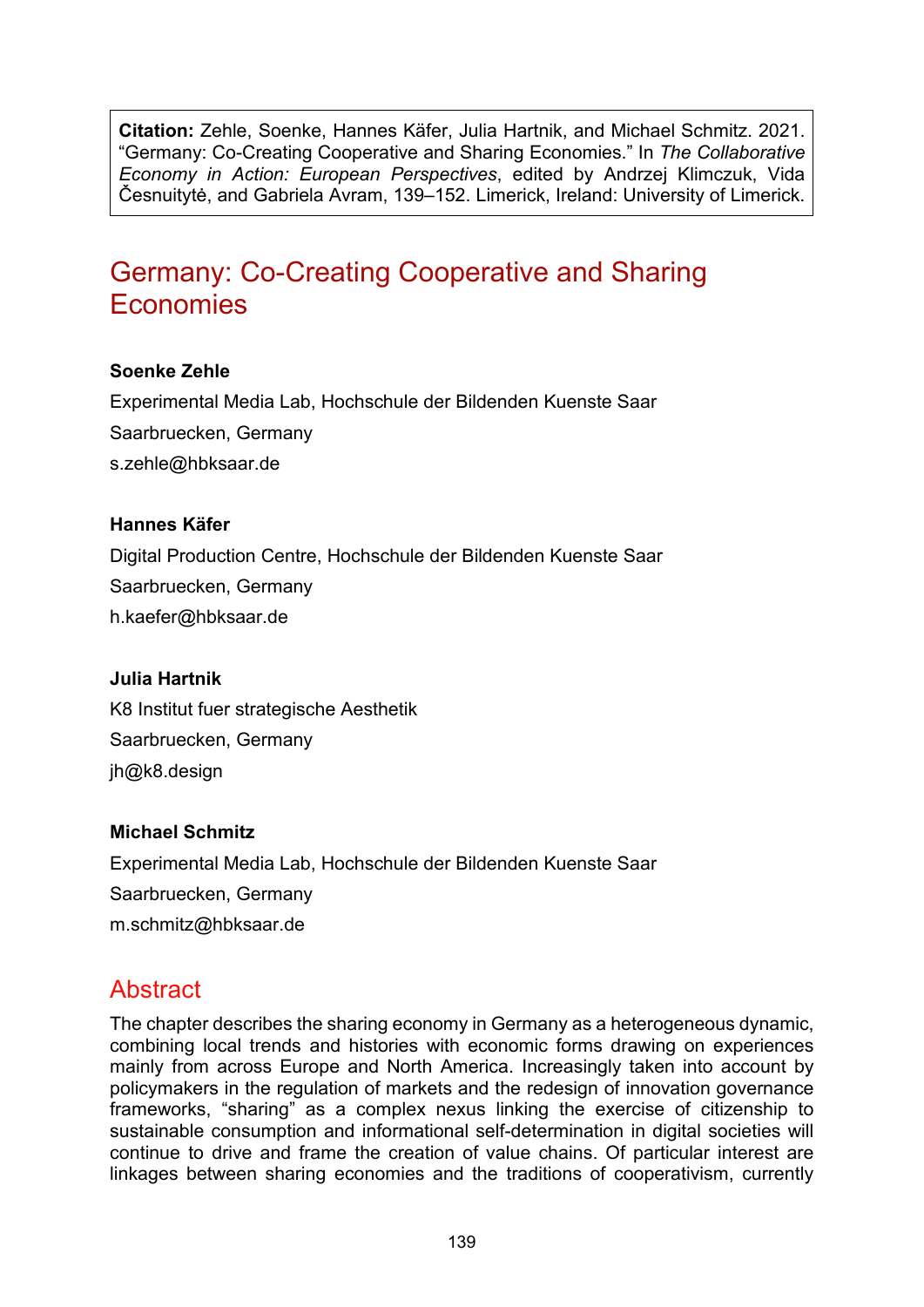**Citation:** Zehle, Soenke, Hannes Käfer, Julia Hartnik, and Michael Schmitz. 2021. "Germany: Co-Creating Cooperative and Sharing Economies." In *The Collaborative Economy in Action: European Perspectives*, edited by Andrzej Klimczuk, Vida Česnuitytė, and Gabriela Avram, 139–152. Limerick, Ireland: University of Limerick.

# Germany: Co-Creating Cooperative and Sharing Economies

**Soenke Zehle**

Experimental Media Lab, Hochschule der Bildenden Kuenste Saar

Saarbruecken, Germany

s.zehle@hbksaar.de

**Hannes Käfer**

Digital Production Centre, Hochschule der Bildenden Kuenste Saar

Saarbruecken, Germany

h.kaefer@hbksaar.de

**Julia Hartnik**

K8 Institut fuer strategische Aesthetik

Saarbruecken, Germany

jh@k8.design

**Michael Schmitz**

Experimental Media Lab, Hochschule der Bildenden Kuenste Saar

Saarbruecken, Germany

m.schmitz@hbksaar.de

## Abstract

The chapter describes the sharing economy in Germany as a heterogeneous dynamic, combining local trends and histories with economic forms drawing on experiences mainly from across Europe and North America. Increasingly taken into account by policymakers in the regulation of markets and the redesign of innovation governance frameworks, "sharing" as a complex nexus linking the exercise of citizenship to sustainable consumption and informational self-determination in digital societies will continue to drive and frame the creation of value chains. Of particular interest are linkages between sharing economies and the traditions of cooperativism, currently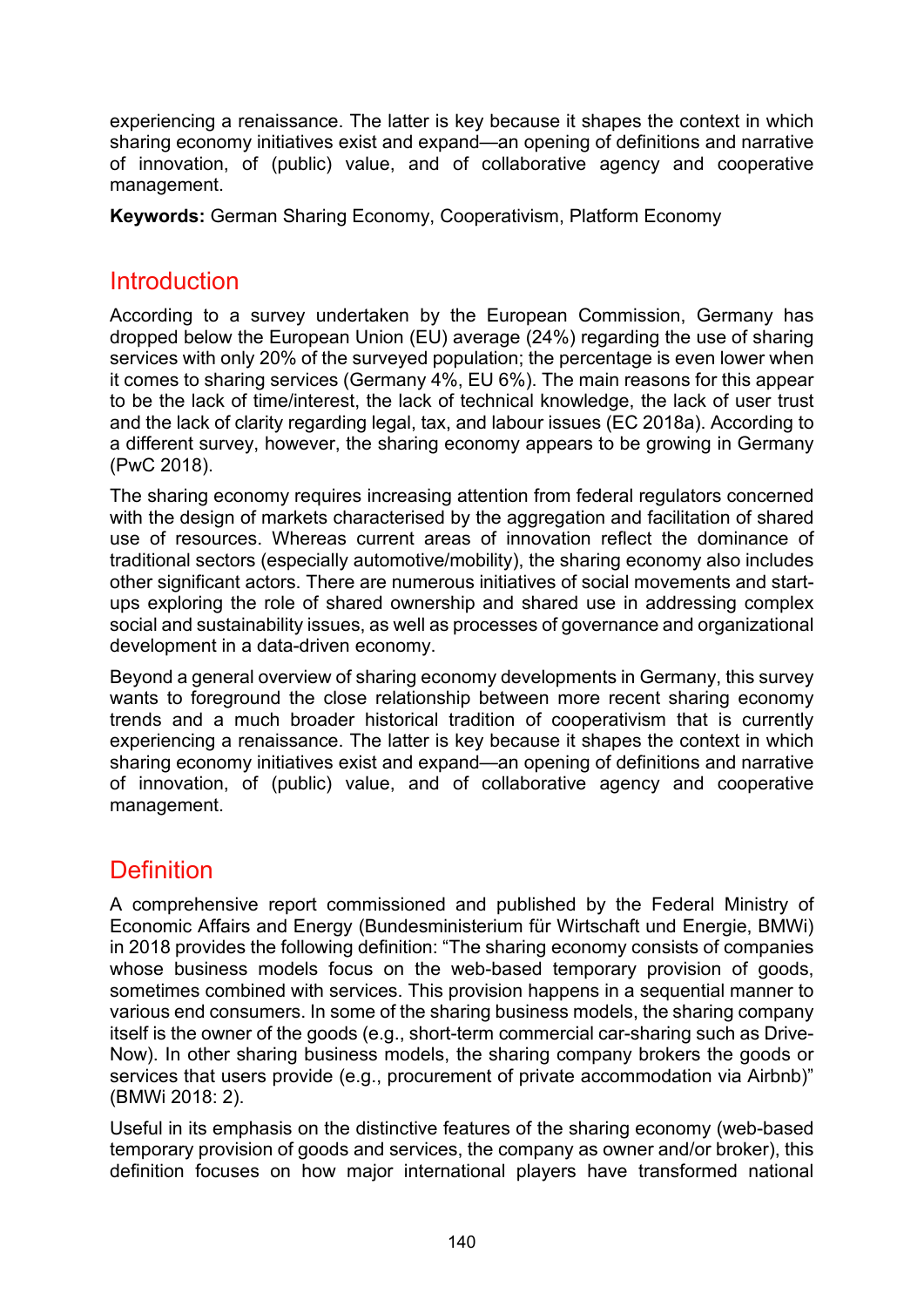experiencing a renaissance. The latter is key because it shapes the context in which sharing economy initiatives exist and expand—an opening of definitions and narrative of innovation, of (public) value, and of collaborative agency and cooperative management.

**Keywords:** German Sharing Economy, Cooperativism, Platform Economy

## Introduction

According to a survey undertaken by the European Commission, Germany has dropped below the European Union (EU) average (24%) regarding the use of sharing services with only 20% of the surveyed population; the percentage is even lower when it comes to sharing services (Germany 4%, EU 6%). The main reasons for this appear to be the lack of time/interest, the lack of technical knowledge, the lack of user trust and the lack of clarity regarding legal, tax, and labour issues (EC 2018a). According to a different survey, however, the sharing economy appears to be growing in Germany (PwC 2018).

The sharing economy requires increasing attention from federal regulators concerned with the design of markets characterised by the aggregation and facilitation of shared use of resources. Whereas current areas of innovation reflect the dominance of traditional sectors (especially automotive/mobility), the sharing economy also includes other significant actors. There are numerous initiatives of social movements and start-ups exploring the role of shared ownership and shared use in addressing complex social and sustainability issues, as well as processes of governance and organizational development in a data-driven economy.

Beyond a general overview of sharing economy developments in Germany, this survey wants to foreground the close relationship between more recent sharing economy trends and a much broader historical tradition of cooperativism that is currently experiencing a renaissance. The latter is key because it shapes the context in which sharing economy initiatives exist and expand—an opening of definitions and narrative of innovation, of (public) value, and of collaborative agency and cooperative management.

## Definition

A comprehensive report commissioned and published by the Federal Ministry of Economic Affairs and Energy (Bundesministerium für Wirtschaft und Energie, BMWi) in 2018 provides the following definition: "The sharing economy consists of companies whose business models focus on the web-based temporary provision of goods, sometimes combined with services. This provision happens in a sequential manner to various end consumers. In some of the sharing business models, the sharing company itself is the owner of the goods (e.g., short-term commercial car-sharing such as Drive-Now). In other sharing business models, the sharing company brokers the goods or services that users provide (e.g., procurement of private accommodation via Airbnb)" (BMWi 2018: 2).

Useful in its emphasis on the distinctive features of the sharing economy (web-based temporary provision of goods and services, the company as owner and/or broker), this definition focuses on how major international players have transformed national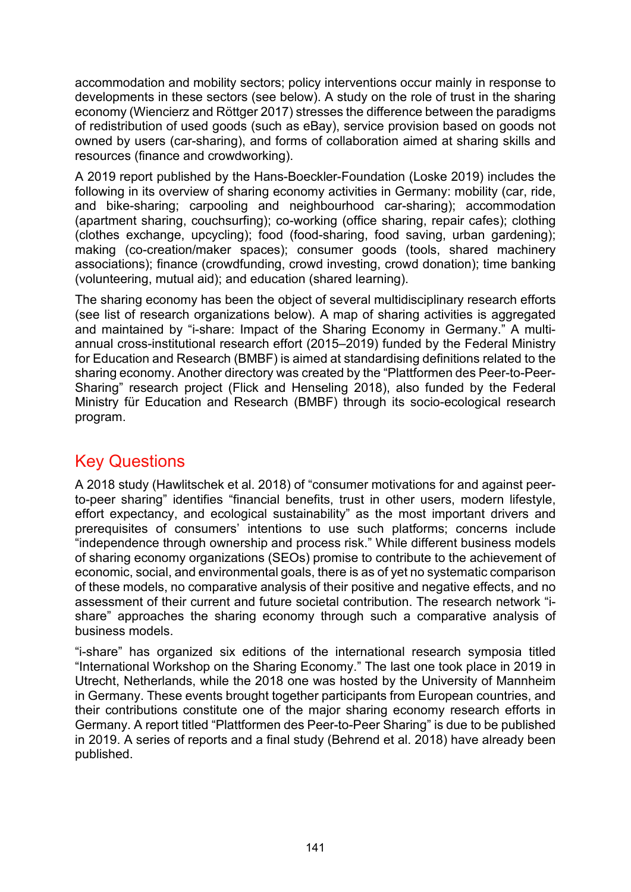accommodation and mobility sectors; policy interventions occur mainly in response to developments in these sectors (see below). A study on the role of trust in the sharing economy (Wiencierz and Röttger 2017) stresses the difference between the paradigms of redistribution of used goods (such as eBay), service provision based on goods not owned by users (car-sharing), and forms of collaboration aimed at sharing skills and resources (finance and crowdworking).

A 2019 report published by the Hans-Boeckler-Foundation (Loske 2019) includes the following in its overview of sharing economy activities in Germany: mobility (car, ride, and bike-sharing; carpooling and neighbourhood car-sharing); accommodation (apartment sharing, couchsurfing); co-working (office sharing, repair cafes); clothing (clothes exchange, upcycling); food (food-sharing, food saving, urban gardening); making (co-creation/maker spaces); consumer goods (tools, shared machinery associations); finance (crowdfunding, crowd investing, crowd donation); time banking (volunteering, mutual aid); and education (shared learning).

The sharing economy has been the object of several multidisciplinary research efforts (see list of research organizations below). A map of sharing activities is aggregated and maintained by "i-share: Impact of the Sharing Economy in Germany." A multi-annual cross-institutional research effort (2015–2019) funded by the Federal Ministry for Education and Research (BMBF) is aimed at standardising definitions related to the sharing economy. Another directory was created by the "Plattformen des Peer-to-Peer-Sharing" research project (Flick and Henseling 2018), also funded by the Federal Ministry für Education and Research (BMBF) through its socio-ecological research program.

## Key Questions

A 2018 study (Hawlitschek et al. 2018) of "consumer motivations for and against peer-to-peer sharing" identifies "financial benefits, trust in other users, modern lifestyle, effort expectancy, and ecological sustainability" as the most important drivers and prerequisites of consumers' intentions to use such platforms; concerns include "independence through ownership and process risk." While different business models of sharing economy organizations (SEOs) promise to contribute to the achievement of economic, social, and environmental goals, there is as of yet no systematic comparison of these models, no comparative analysis of their positive and negative effects, and no assessment of their current and future societal contribution. The research network "i-share" approaches the sharing economy through such a comparative analysis of business models.

"i-share" has organized six editions of the international research symposia titled "International Workshop on the Sharing Economy." The last one took place in 2019 in Utrecht, Netherlands, while the 2018 one was hosted by the University of Mannheim in Germany. These events brought together participants from European countries, and their contributions constitute one of the major sharing economy research efforts in Germany. A report titled "Plattformen des Peer-to-Peer Sharing" is due to be published in 2019. A series of reports and a final study (Behrend et al. 2018) have already been published.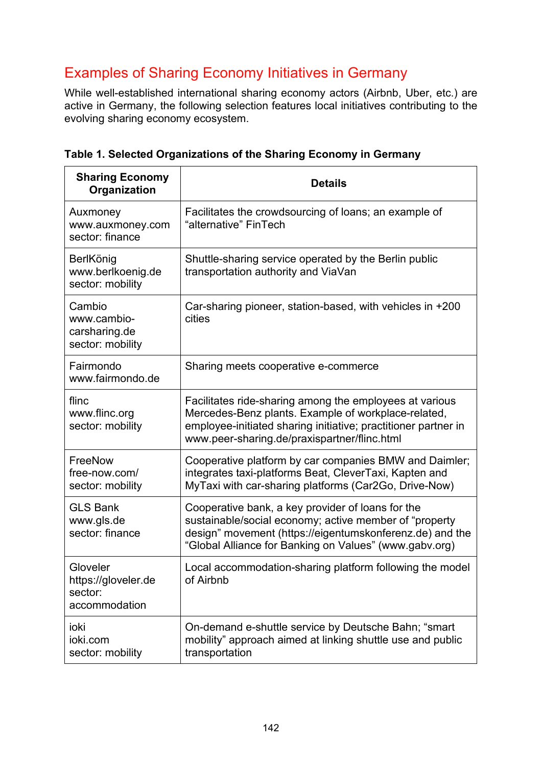## Examples of Sharing Economy Initiatives in Germany

While well-established international sharing economy actors (Airbnb, Uber, etc.) are active in Germany, the following selection features local initiatives contributing to the evolving sharing economy ecosystem.

**Table 1. Selected Organizations of the Sharing Economy in Germany**

| Sharing Economy Organization | Details |
|---|---|
| Auxmoney<br>www.auxmoney.com<br>sector: finance | Facilitates the crowdsourcing of loans; an example of "alternative" FinTech |
| BerlKönig<br>www.berlkoenig.de<br>sector: mobility | Shuttle-sharing service operated by the Berlin public transportation authority and ViaVan |
| Cambio<br>www.cambio-carsharing.de<br>sector: mobility | Car-sharing pioneer, station-based, with vehicles in +200 cities |
| Fairmondo<br>www.fairmondo.de | Sharing meets cooperative e-commerce |
| flinc<br>www.flinc.org<br>sector: mobility | Facilitates ride-sharing among the employees at various Mercedes-Benz plants. Example of workplace-related, employee-initiated sharing initiative; practitioner partner in www.peer-sharing.de/praxispartner/flinc.html |
| FreeNow<br>free-now.com/<br>sector: mobility | Cooperative platform by car companies BMW and Daimler; integrates taxi-platforms Beat, CleverTaxi, Kapten and MyTaxi with car-sharing platforms (Car2Go, Drive-Now) |
| GLS Bank<br>www.gls.de<br>sector: finance | Cooperative bank, a key provider of loans for the sustainable/social economy; active member of "property design" movement (https://eigentumskonferenz.de) and the "Global Alliance for Banking on Values" (www.gabv.org) |
| Gloveler<br>https://gloveler.de<br>sector: accommodation | Local accommodation-sharing platform following the model of Airbnb |
| ioki<br>ioki.com<br>sector: mobility | On-demand e-shuttle service by Deutsche Bahn; "smart mobility" approach aimed at linking shuttle use and public transportation |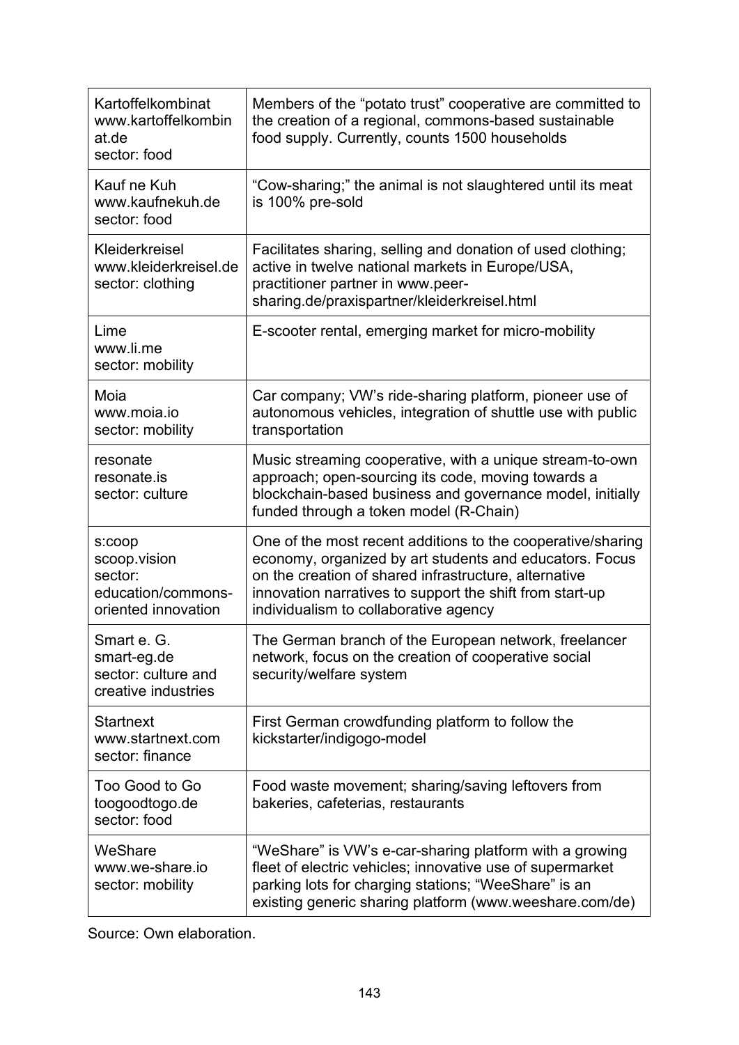| | |
|---|---|
| Kartoffelkombinat<br>www.kartoffelkombinat.de<br>sector: food | Members of the "potato trust" cooperative are committed to the creation of a regional, commons-based sustainable food supply. Currently, counts 1500 households |
| Kauf ne Kuh<br>www.kaufnekuh.de<br>sector: food | "Cow-sharing;" the animal is not slaughtered until its meat is 100% pre-sold |
| Kleiderkreisel<br>www.kleiderkreisel.de<br>sector: clothing | Facilitates sharing, selling and donation of used clothing; active in twelve national markets in Europe/USA, practitioner partner in www.peer-sharing.de/praxispartner/kleiderkreisel.html |
| Lime<br>www.li.me<br>sector: mobility | E-scooter rental, emerging market for micro-mobility |
| Moia<br>www.moia.io<br>sector: mobility | Car company; VW's ride-sharing platform, pioneer use of autonomous vehicles, integration of shuttle use with public transportation |
| resonate<br>resonate.is<br>sector: culture | Music streaming cooperative, with a unique stream-to-own approach; open-sourcing its code, moving towards a blockchain-based business and governance model, initially funded through a token model (R-Chain) |
| s:coop<br>scoop.vision<br>sector: education/commons-oriented innovation | One of the most recent additions to the cooperative/sharing economy, organized by art students and educators. Focus on the creation of shared infrastructure, alternative innovation narratives to support the shift from start-up individualism to collaborative agency |
| Smart e. G.<br>smart-eg.de<br>sector: culture and creative industries | The German branch of the European network, freelancer network, focus on the creation of cooperative social security/welfare system |
| Startnext<br>www.startnext.com<br>sector: finance | First German crowdfunding platform to follow the kickstarter/indigogo-model |
| Too Good to Go<br>toogoodtogo.de<br>sector: food | Food waste movement; sharing/saving leftovers from bakeries, cafeterias, restaurants |
| WeShare<br>www.we-share.io<br>sector: mobility | "WeShare" is VW's e-car-sharing platform with a growing fleet of electric vehicles; innovative use of supermarket parking lots for charging stations; "WeeShare" is an existing generic sharing platform (www.weeshare.com/de) |

Source: Own elaboration.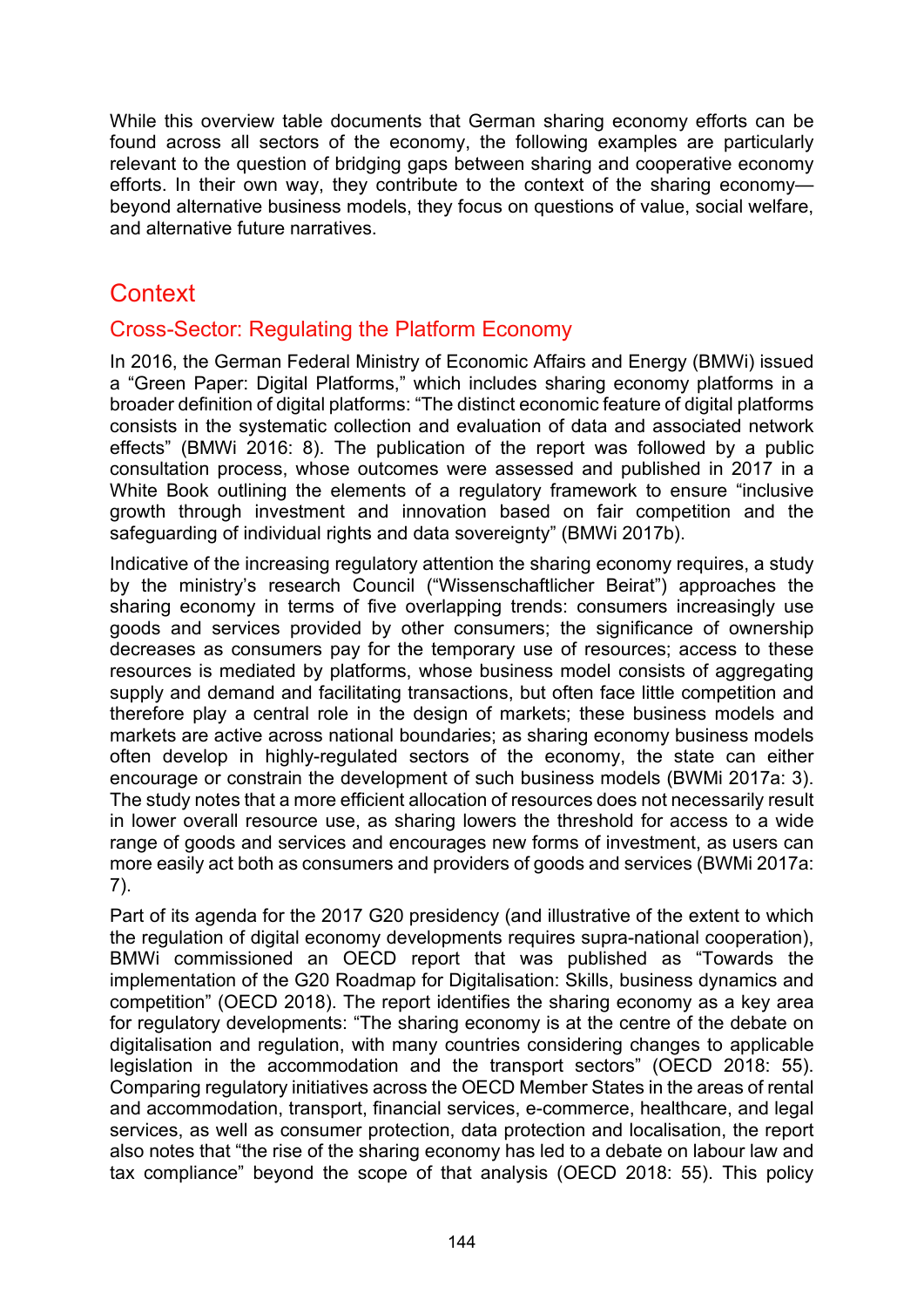While this overview table documents that German sharing economy efforts can be found across all sectors of the economy, the following examples are particularly relevant to the question of bridging gaps between sharing and cooperative economy efforts. In their own way, they contribute to the context of the sharing economy—beyond alternative business models, they focus on questions of value, social welfare, and alternative future narratives.

## Context

### Cross-Sector: Regulating the Platform Economy

In 2016, the German Federal Ministry of Economic Affairs and Energy (BMWi) issued a "Green Paper: Digital Platforms," which includes sharing economy platforms in a broader definition of digital platforms: "The distinct economic feature of digital platforms consists in the systematic collection and evaluation of data and associated network effects" (BMWi 2016: 8). The publication of the report was followed by a public consultation process, whose outcomes were assessed and published in 2017 in a White Book outlining the elements of a regulatory framework to ensure "inclusive growth through investment and innovation based on fair competition and the safeguarding of individual rights and data sovereignty" (BMWi 2017b).

Indicative of the increasing regulatory attention the sharing economy requires, a study by the ministry's research Council ("Wissenschaftlicher Beirat") approaches the sharing economy in terms of five overlapping trends: consumers increasingly use goods and services provided by other consumers; the significance of ownership decreases as consumers pay for the temporary use of resources; access to these resources is mediated by platforms, whose business model consists of aggregating supply and demand and facilitating transactions, but often face little competition and therefore play a central role in the design of markets; these business models and markets are active across national boundaries; as sharing economy business models often develop in highly-regulated sectors of the economy, the state can either encourage or constrain the development of such business models (BWMi 2017a: 3). The study notes that a more efficient allocation of resources does not necessarily result in lower overall resource use, as sharing lowers the threshold for access to a wide range of goods and services and encourages new forms of investment, as users can more easily act both as consumers and providers of goods and services (BWMi 2017a: 7).

Part of its agenda for the 2017 G20 presidency (and illustrative of the extent to which the regulation of digital economy developments requires supra-national cooperation), BMWi commissioned an OECD report that was published as "Towards the implementation of the G20 Roadmap for Digitalisation: Skills, business dynamics and competition" (OECD 2018). The report identifies the sharing economy as a key area for regulatory developments: "The sharing economy is at the centre of the debate on digitalisation and regulation, with many countries considering changes to applicable legislation in the accommodation and the transport sectors" (OECD 2018: 55). Comparing regulatory initiatives across the OECD Member States in the areas of rental and accommodation, transport, financial services, e-commerce, healthcare, and legal services, as well as consumer protection, data protection and localisation, the report also notes that "the rise of the sharing economy has led to a debate on labour law and tax compliance" beyond the scope of that analysis (OECD 2018: 55). This policy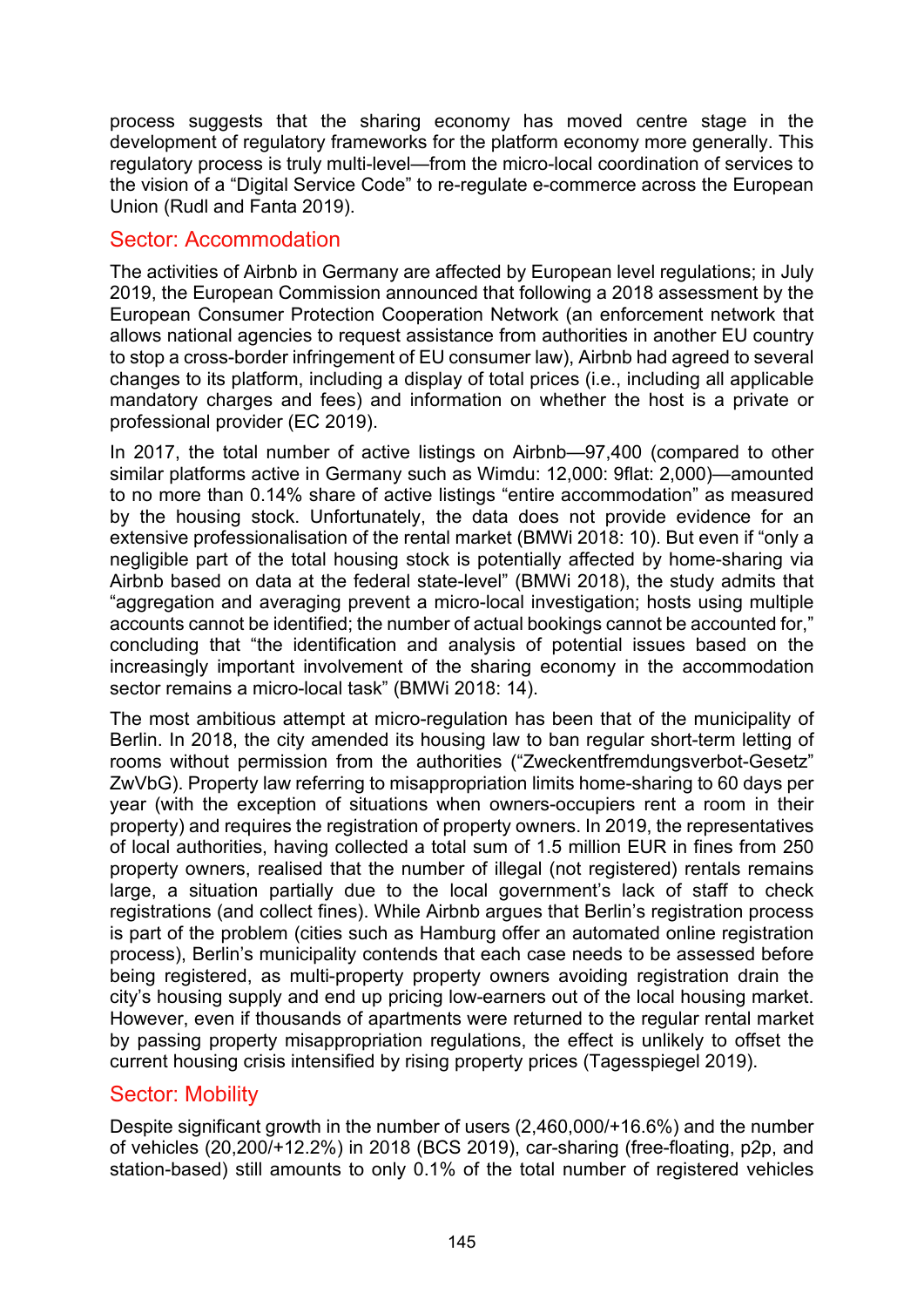process suggests that the sharing economy has moved centre stage in the development of regulatory frameworks for the platform economy more generally. This regulatory process is truly multi-level—from the micro-local coordination of services to the vision of a "Digital Service Code" to re-regulate e-commerce across the European Union (Rudl and Fanta 2019).

## Sector: Accommodation

The activities of Airbnb in Germany are affected by European level regulations; in July 2019, the European Commission announced that following a 2018 assessment by the European Consumer Protection Cooperation Network (an enforcement network that allows national agencies to request assistance from authorities in another EU country to stop a cross-border infringement of EU consumer law), Airbnb had agreed to several changes to its platform, including a display of total prices (i.e., including all applicable mandatory charges and fees) and information on whether the host is a private or professional provider (EC 2019).

In 2017, the total number of active listings on Airbnb—97,400 (compared to other similar platforms active in Germany such as Wimdu: 12,000: 9flat: 2,000)—amounted to no more than 0.14% share of active listings "entire accommodation" as measured by the housing stock. Unfortunately, the data does not provide evidence for an extensive professionalisation of the rental market (BMWi 2018: 10). But even if "only a negligible part of the total housing stock is potentially affected by home-sharing via Airbnb based on data at the federal state-level" (BMWi 2018), the study admits that "aggregation and averaging prevent a micro-local investigation; hosts using multiple accounts cannot be identified; the number of actual bookings cannot be accounted for," concluding that "the identification and analysis of potential issues based on the increasingly important involvement of the sharing economy in the accommodation sector remains a micro-local task" (BMWi 2018: 14).

The most ambitious attempt at micro-regulation has been that of the municipality of Berlin. In 2018, the city amended its housing law to ban regular short-term letting of rooms without permission from the authorities ("Zweckentfremdungsverbot-Gesetz" ZwVbG). Property law referring to misappropriation limits home-sharing to 60 days per year (with the exception of situations when owners-occupiers rent a room in their property) and requires the registration of property owners. In 2019, the representatives of local authorities, having collected a total sum of 1.5 million EUR in fines from 250 property owners, realised that the number of illegal (not registered) rentals remains large, a situation partially due to the local government's lack of staff to check registrations (and collect fines). While Airbnb argues that Berlin's registration process is part of the problem (cities such as Hamburg offer an automated online registration process), Berlin's municipality contends that each case needs to be assessed before being registered, as multi-property property owners avoiding registration drain the city's housing supply and end up pricing low-earners out of the local housing market. However, even if thousands of apartments were returned to the regular rental market by passing property misappropriation regulations, the effect is unlikely to offset the current housing crisis intensified by rising property prices (Tagesspiegel 2019).

## Sector: Mobility

Despite significant growth in the number of users (2,460,000/+16.6%) and the number of vehicles (20,200/+12.2%) in 2018 (BCS 2019), car-sharing (free-floating, p2p, and station-based) still amounts to only 0.1% of the total number of registered vehicles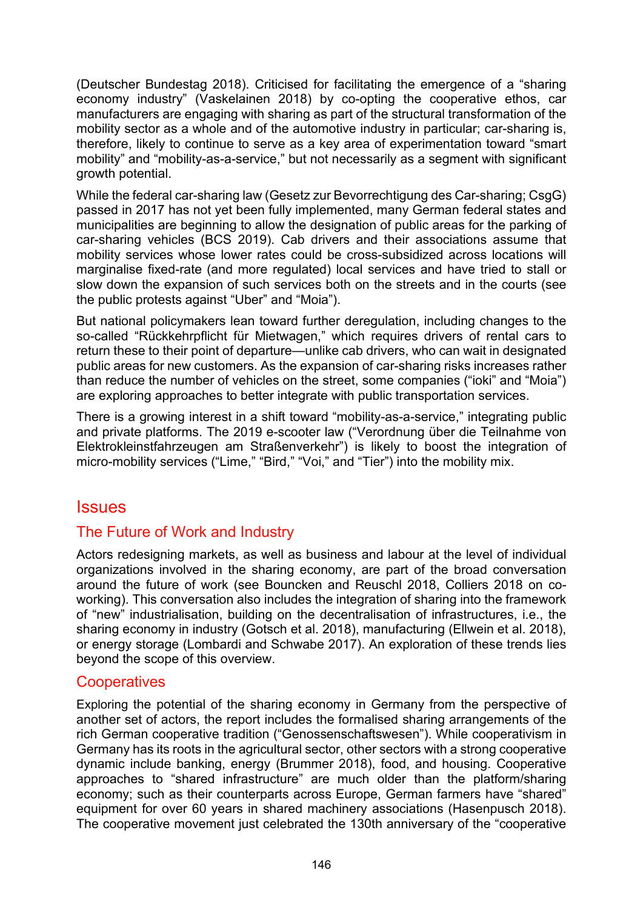(Deutscher Bundestag 2018). Criticised for facilitating the emergence of a "sharing economy industry" (Vaskelainen 2018) by co-opting the cooperative ethos, car manufacturers are engaging with sharing as part of the structural transformation of the mobility sector as a whole and of the automotive industry in particular; car-sharing is, therefore, likely to continue to serve as a key area of experimentation toward "smart mobility" and "mobility-as-a-service," but not necessarily as a segment with significant growth potential.

While the federal car-sharing law (Gesetz zur Bevorrechtigung des Car-sharing; CsgG) passed in 2017 has not yet been fully implemented, many German federal states and municipalities are beginning to allow the designation of public areas for the parking of car-sharing vehicles (BCS 2019). Cab drivers and their associations assume that mobility services whose lower rates could be cross-subsidized across locations will marginalise fixed-rate (and more regulated) local services and have tried to stall or slow down the expansion of such services both on the streets and in the courts (see the public protests against "Uber" and "Moia").

But national policymakers lean toward further deregulation, including changes to the so-called "Rückkehrpflicht für Mietwagen," which requires drivers of rental cars to return these to their point of departure—unlike cab drivers, who can wait in designated public areas for new customers. As the expansion of car-sharing risks increases rather than reduce the number of vehicles on the street, some companies ("ioki" and "Moia") are exploring approaches to better integrate with public transportation services.

There is a growing interest in a shift toward "mobility-as-a-service," integrating public and private platforms. The 2019 e-scooter law ("Verordnung über die Teilnahme von Elektrokleinstfahrzeugen am Straßenverkehr") is likely to boost the integration of micro-mobility services ("Lime," "Bird," "Voi," and "Tier") into the mobility mix.

## Issues

### The Future of Work and Industry

Actors redesigning markets, as well as business and labour at the level of individual organizations involved in the sharing economy, are part of the broad conversation around the future of work (see Bouncken and Reuschl 2018, Colliers 2018 on co-working). This conversation also includes the integration of sharing into the framework of "new" industrialisation, building on the decentralisation of infrastructures, i.e., the sharing economy in industry (Gotsch et al. 2018), manufacturing (Ellwein et al. 2018), or energy storage (Lombardi and Schwabe 2017). An exploration of these trends lies beyond the scope of this overview.

### Cooperatives

Exploring the potential of the sharing economy in Germany from the perspective of another set of actors, the report includes the formalised sharing arrangements of the rich German cooperative tradition ("Genossenschaftswesen"). While cooperativism in Germany has its roots in the agricultural sector, other sectors with a strong cooperative dynamic include banking, energy (Brummer 2018), food, and housing. Cooperative approaches to "shared infrastructure" are much older than the platform/sharing economy; such as their counterparts across Europe, German farmers have "shared" equipment for over 60 years in shared machinery associations (Hasenpusch 2018). The cooperative movement just celebrated the 130th anniversary of the "cooperative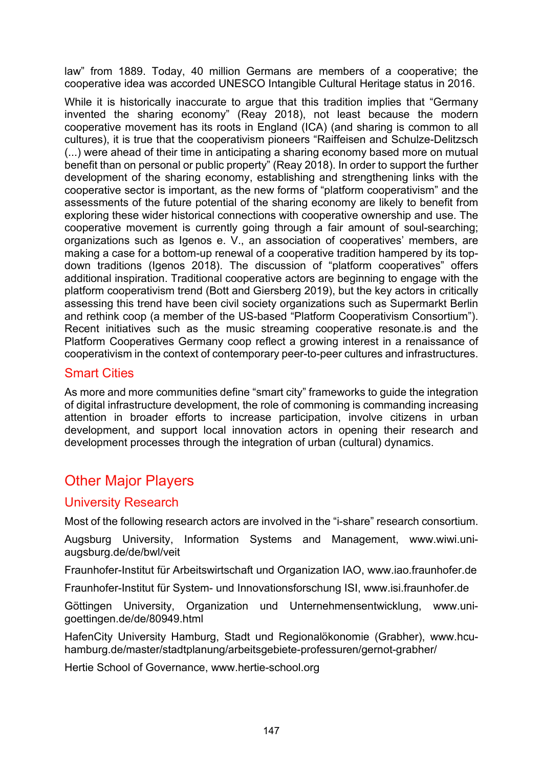law" from 1889. Today, 40 million Germans are members of a cooperative; the cooperative idea was accorded UNESCO Intangible Cultural Heritage status in 2016.

While it is historically inaccurate to argue that this tradition implies that "Germany invented the sharing economy" (Reay 2018), not least because the modern cooperative movement has its roots in England (ICA) (and sharing is common to all cultures), it is true that the cooperativism pioneers "Raiffeisen and Schulze-Delitzsch (...) were ahead of their time in anticipating a sharing economy based more on mutual benefit than on personal or public property" (Reay 2018). In order to support the further development of the sharing economy, establishing and strengthening links with the cooperative sector is important, as the new forms of "platform cooperativism" and the assessments of the future potential of the sharing economy are likely to benefit from exploring these wider historical connections with cooperative ownership and use. The cooperative movement is currently going through a fair amount of soul-searching; organizations such as Igenos e. V., an association of cooperatives' members, are making a case for a bottom-up renewal of a cooperative tradition hampered by its top-down traditions (Igenos 2018). The discussion of "platform cooperatives" offers additional inspiration. Traditional cooperative actors are beginning to engage with the platform cooperativism trend (Bott and Giersberg 2019), but the key actors in critically assessing this trend have been civil society organizations such as Supermarkt Berlin and rethink coop (a member of the US-based "Platform Cooperativism Consortium"). Recent initiatives such as the music streaming cooperative resonate.is and the Platform Cooperatives Germany coop reflect a growing interest in a renaissance of cooperativism in the context of contemporary peer-to-peer cultures and infrastructures.

### Smart Cities

As more and more communities define "smart city" frameworks to guide the integration of digital infrastructure development, the role of commoning is commanding increasing attention in broader efforts to increase participation, involve citizens in urban development, and support local innovation actors in opening their research and development processes through the integration of urban (cultural) dynamics.

## Other Major Players

### University Research

Most of the following research actors are involved in the "i-share" research consortium.

Augsburg University, Information Systems and Management, www.wiwi.uni-augsburg.de/de/bwl/veit

Fraunhofer-Institut für Arbeitswirtschaft und Organization IAO, www.iao.fraunhofer.de

Fraunhofer-Institut für System- und Innovationsforschung ISI, www.isi.fraunhofer.de

Göttingen University, Organization und Unternehmensentwicklung, www.uni-goettingen.de/de/80949.html

HafenCity University Hamburg, Stadt und Regionalökonomie (Grabher), www.hcu-hamburg.de/master/stadtplanung/arbeitsgebiete-professuren/gernot-grabher/

Hertie School of Governance, www.hertie-school.org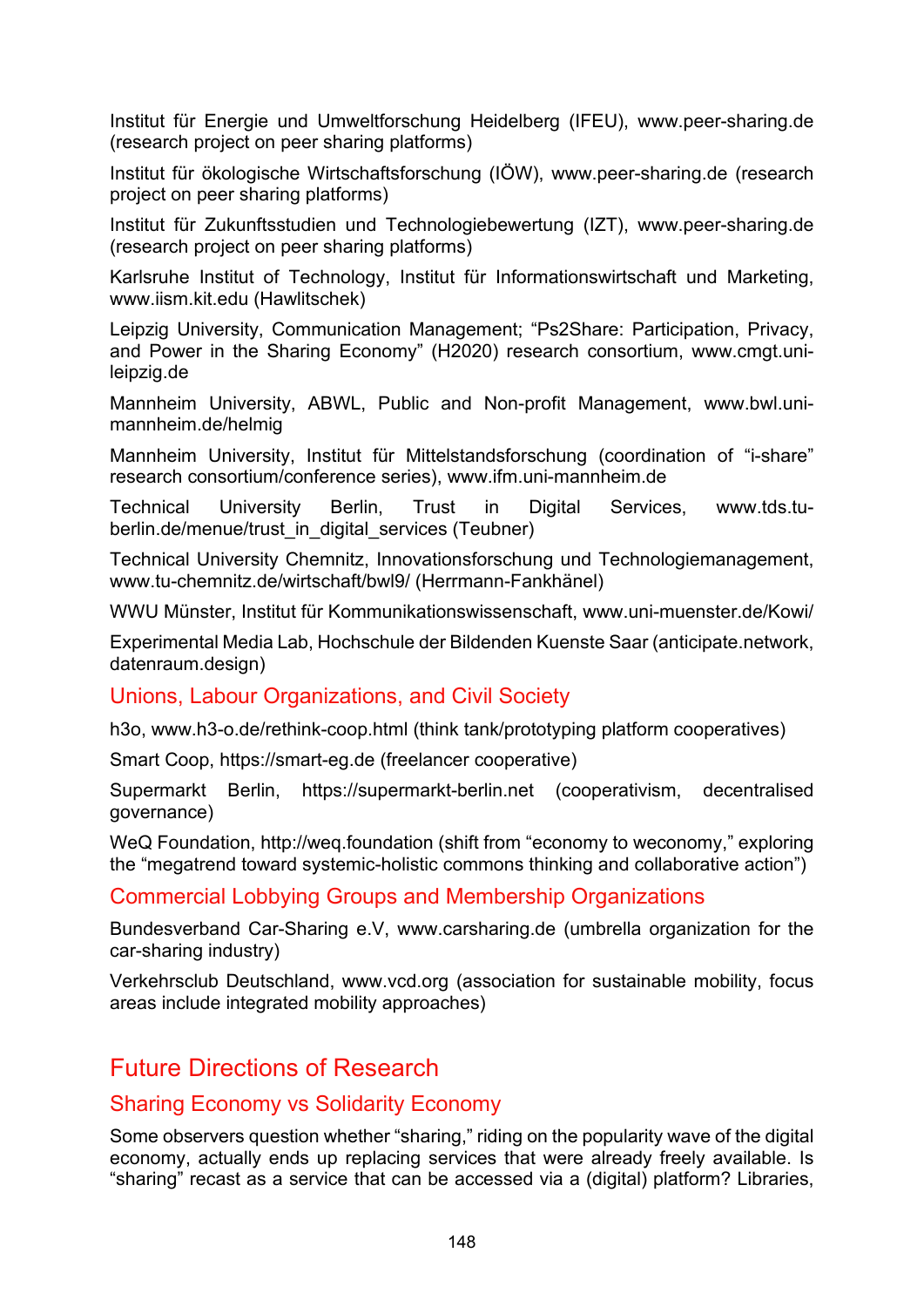Institut für Energie und Umweltforschung Heidelberg (IFEU), www.peer-sharing.de (research project on peer sharing platforms)

Institut für ökologische Wirtschaftsforschung (IÖW), www.peer-sharing.de (research project on peer sharing platforms)

Institut für Zukunftsstudien und Technologiebewertung (IZT), www.peer-sharing.de (research project on peer sharing platforms)

Karlsruhe Institut of Technology, Institut für Informationswirtschaft und Marketing, www.iism.kit.edu (Hawlitschek)

Leipzig University, Communication Management; "Ps2Share: Participation, Privacy, and Power in the Sharing Economy" (H2020) research consortium, www.cmgt.uni-leipzig.de

Mannheim University, ABWL, Public and Non-profit Management, www.bwl.uni-mannheim.de/helmig

Mannheim University, Institut für Mittelstandsforschung (coordination of "i-share" research consortium/conference series), www.ifm.uni-mannheim.de

Technical University Berlin, Trust in Digital Services, www.tds.tu-berlin.de/menue/trust_in_digital_services (Teubner)

Technical University Chemnitz, Innovationsforschung und Technologiemanagement, www.tu-chemnitz.de/wirtschaft/bwl9/ (Herrmann-Fankhänel)

WWU Münster, Institut für Kommunikationswissenschaft, www.uni-muenster.de/Kowi/

Experimental Media Lab, Hochschule der Bildenden Kuenste Saar (anticipate.network, datenraum.design)

### Unions, Labour Organizations, and Civil Society

h3o, www.h3-o.de/rethink-coop.html (think tank/prototyping platform cooperatives)

Smart Coop, https://smart-eg.de (freelancer cooperative)

Supermarkt Berlin, https://supermarkt-berlin.net (cooperativism, decentralised governance)

WeQ Foundation, http://weq.foundation (shift from "economy to weconomy," exploring the "megatrend toward systemic-holistic commons thinking and collaborative action")

### Commercial Lobbying Groups and Membership Organizations

Bundesverband Car-Sharing e.V, www.carsharing.de (umbrella organization for the car-sharing industry)

Verkehrsclub Deutschland, www.vcd.org (association for sustainable mobility, focus areas include integrated mobility approaches)

## Future Directions of Research

### Sharing Economy vs Solidarity Economy

Some observers question whether "sharing," riding on the popularity wave of the digital economy, actually ends up replacing services that were already freely available. Is "sharing" recast as a service that can be accessed via a (digital) platform? Libraries,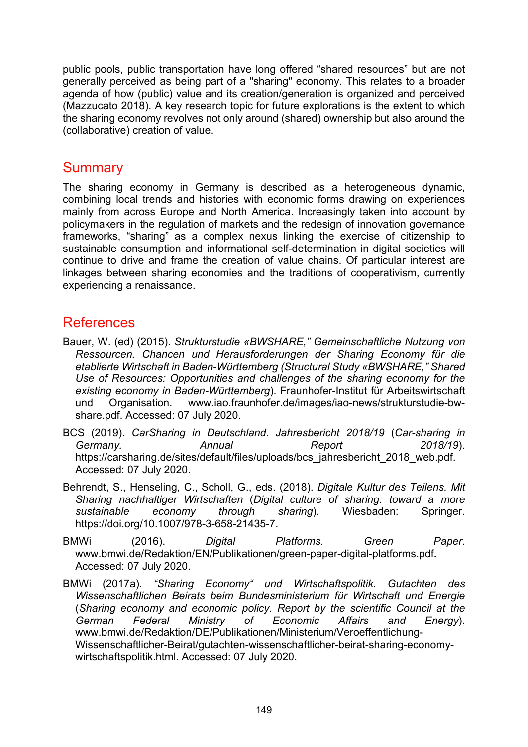public pools, public transportation have long offered “shared resources” but are not generally perceived as being part of a "sharing" economy. This relates to a broader agenda of how (public) value and its creation/generation is organized and perceived (Mazzucato 2018). A key research topic for future explorations is the extent to which the sharing economy revolves not only around (shared) ownership but also around the (collaborative) creation of value.

## Summary

The sharing economy in Germany is described as a heterogeneous dynamic, combining local trends and histories with economic forms drawing on experiences mainly from across Europe and North America. Increasingly taken into account by policymakers in the regulation of markets and the redesign of innovation governance frameworks, “sharing” as a complex nexus linking the exercise of citizenship to sustainable consumption and informational self-determination in digital societies will continue to drive and frame the creation of value chains. Of particular interest are linkages between sharing economies and the traditions of cooperativism, currently experiencing a renaissance.

## References

Bauer, W. (ed) (2015). *Strukturstudie «BWSHARE,” Gemeinschaftliche Nutzung von Ressourcen. Chancen und Herausforderungen der Sharing Economy für die etablierte Wirtschaft in Baden-Württemberg (Structural Study «BWSHARE,” Shared Use of Resources: Opportunities and challenges of the sharing economy for the existing economy in Baden-Württemberg*). Fraunhofer-Institut für Arbeitswirtschaft und Organisation. www.iao.fraunhofer.de/images/iao-news/strukturstudie-bw-share.pdf. Accessed: 07 July 2020.

BCS (2019). *CarSharing in Deutschland. Jahresbericht 2018/19* (*Car-sharing in Germany. Annual Report 2018/19*). https://carsharing.de/sites/default/files/uploads/bcs_jahresbericht_2018_web.pdf. Accessed: 07 July 2020.

Behrendt, S., Henseling, C., Scholl, G., eds. (2018). *Digitale Kultur des Teilens. Mit Sharing nachhaltiger Wirtschaften* (*Digital culture of sharing: toward a more sustainable economy through sharing*). Wiesbaden: Springer. https://doi.org/10.1007/978-3-658-21435-7.

BMWi (2016). *Digital Platforms. Green Paper*. www.bmwi.de/Redaktion/EN/Publikationen/green-paper-digital-platforms.pdf. Accessed: 07 July 2020.

BMWi (2017a). *“Sharing Economy“ und Wirtschaftspolitik. Gutachten des Wissenschaftlichen Beirats beim Bundesministerium für Wirtschaft und Energie* (*Sharing economy and economic policy. Report by the scientific Council at the German Federal Ministry of Economic Affairs and Energy*). www.bmwi.de/Redaktion/DE/Publikationen/Ministerium/Veroeffentlichung-Wissenschaftlicher-Beirat/gutachten-wissenschaftlicher-beirat-sharing-economy-wirtschaftspolitik.html. Accessed: 07 July 2020.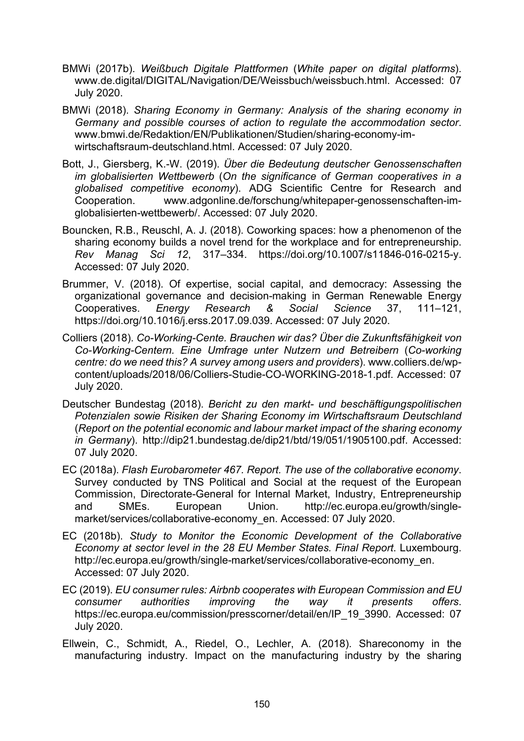BMWi (2017b). *Weißbuch Digitale Plattformen* (*White paper on digital platforms*). www.de.digital/DIGITAL/Navigation/DE/Weissbuch/weissbuch.html. Accessed: 07 July 2020.

BMWi (2018). *Sharing Economy in Germany: Analysis of the sharing economy in Germany and possible courses of action to regulate the accommodation sector*. www.bmwi.de/Redaktion/EN/Publikationen/Studien/sharing-economy-im-wirtschaftsraum-deutschland.html. Accessed: 07 July 2020.

Bott, J., Giersberg, K.-W. (2019). *Über die Bedeutung deutscher Genossenschaften im globalisierten Wettbewerb* (*On the significance of German cooperatives in a globalised competitive economy*). ADG Scientific Centre for Research and Cooperation. www.adgonline.de/forschung/whitepaper-genossenschaften-im-globalisierten-wettbewerb/. Accessed: 07 July 2020.

Bouncken, R.B., Reuschl, A. J. (2018). Coworking spaces: how a phenomenon of the sharing economy builds a novel trend for the workplace and for entrepreneurship. *Rev Manag Sci 12*, 317–334. https://doi.org/10.1007/s11846-016-0215-y. Accessed: 07 July 2020.

Brummer, V. (2018). Of expertise, social capital, and democracy: Assessing the organizational governance and decision-making in German Renewable Energy Cooperatives. *Energy Research & Social Science* 37, 111–121, https://doi.org/10.1016/j.erss.2017.09.039. Accessed: 07 July 2020.

Colliers (2018). *Co-Working-Cente. Brauchen wir das? Über die Zukunftsfähigkeit von Co-Working-Centern. Eine Umfrage unter Nutzern und Betreibern* (*Co-working centre: do we need this? A survey among users and providers*). www.colliers.de/wp-content/uploads/2018/06/Colliers-Studie-CO-WORKING-2018-1.pdf. Accessed: 07 July 2020.

Deutscher Bundestag (2018). *Bericht zu den markt- und beschäftigungspolitischen Potenzialen sowie Risiken der Sharing Economy im Wirtschaftsraum Deutschland* (*Report on the potential economic and labour market impact of the sharing economy in Germany*). http://dip21.bundestag.de/dip21/btd/19/051/1905100.pdf. Accessed: 07 July 2020.

EC (2018a). *Flash Eurobarometer 467. Report. The use of the collaborative economy*. Survey conducted by TNS Political and Social at the request of the European Commission, Directorate-General for Internal Market, Industry, Entrepreneurship and SMEs. European Union. http://ec.europa.eu/growth/single-market/services/collaborative-economy_en. Accessed: 07 July 2020.

EC (2018b). *Study to Monitor the Economic Development of the Collaborative Economy at sector level in the 28 EU Member States. Final Report*. Luxembourg. http://ec.europa.eu/growth/single-market/services/collaborative-economy_en. Accessed: 07 July 2020.

EC (2019). *EU consumer rules: Airbnb cooperates with European Commission and EU consumer authorities improving the way it presents offers*. https://ec.europa.eu/commission/presscorner/detail/en/IP_19_3990. Accessed: 07 July 2020.

Ellwein, C., Schmidt, A., Riedel, O., Lechler, A. (2018). Shareconomy in the manufacturing industry. Impact on the manufacturing industry by the sharing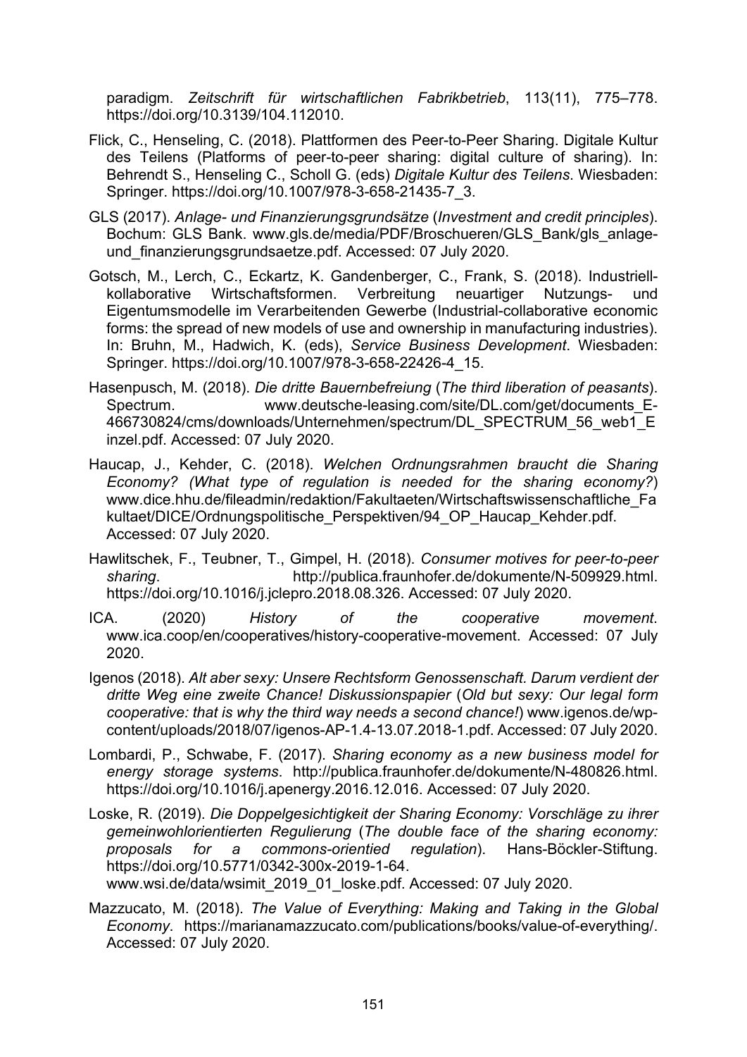paradigm. *Zeitschrift für wirtschaftlichen Fabrikbetrieb*, 113(11), 775–778. https://doi.org/10.3139/104.112010.

Flick, C., Henseling, C. (2018). Plattformen des Peer-to-Peer Sharing. Digitale Kultur des Teilens (Platforms of peer-to-peer sharing: digital culture of sharing). In: Behrendt S., Henseling C., Scholl G. (eds) *Digitale Kultur des Teilens*. Wiesbaden: Springer. https://doi.org/10.1007/978-3-658-21435-7_3.

GLS (2017). *Anlage- und Finanzierungsgrundsätze* (*Investment and credit principles*). Bochum: GLS Bank. www.gls.de/media/PDF/Broschueren/GLS_Bank/gls_anlage-und_finanzierungsgrundsaetze.pdf. Accessed: 07 July 2020.

Gotsch, M., Lerch, C., Eckartz, K. Gandenberger, C., Frank, S. (2018). Industriell-kollaborative Wirtschaftsformen. Verbreitung neuartiger Nutzungs- und Eigentumsmodelle im Verarbeitenden Gewerbe (Industrial-collaborative economic forms: the spread of new models of use and ownership in manufacturing industries). In: Bruhn, M., Hadwich, K. (eds), *Service Business Development*. Wiesbaden: Springer. https://doi.org/10.1007/978-3-658-22426-4_15.

Hasenpusch, M. (2018). *Die dritte Bauernbefreiung* (*The third liberation of peasants*). Spectrum. www.deutsche-leasing.com/site/DL.com/get/documents_E-466730824/cms/downloads/Unternehmen/spectrum/DL_SPECTRUM_56_web1_Einzel.pdf. Accessed: 07 July 2020.

Haucap, J., Kehder, C. (2018). *Welchen Ordnungsrahmen braucht die Sharing Economy? (What type of regulation is needed for the sharing economy?*) www.dice.hhu.de/fileadmin/redaktion/Fakultaeten/Wirtschaftswissenschaftliche_Fakultaet/DICE/Ordnungspolitische_Perspektiven/94_OP_Haucap_Kehder.pdf. Accessed: 07 July 2020.

Hawlitschek, F., Teubner, T., Gimpel, H. (2018). *Consumer motives for peer-to-peer sharing*. http://publica.fraunhofer.de/dokumente/N-509929.html. https://doi.org/10.1016/j.jclepro.2018.08.326. Accessed: 07 July 2020.

ICA. (2020) *History of the cooperative movement*. www.ica.coop/en/cooperatives/history-cooperative-movement. Accessed: 07 July 2020.

Igenos (2018). *Alt aber sexy: Unsere Rechtsform Genossenschaft. Darum verdient der dritte Weg eine zweite Chance! Diskussionspapier* (*Old but sexy: Our legal form cooperative: that is why the third way needs a second chance!*) www.igenos.de/wp-content/uploads/2018/07/igenos-AP-1.4-13.07.2018-1.pdf. Accessed: 07 July 2020.

Lombardi, P., Schwabe, F. (2017). *Sharing economy as a new business model for energy storage systems*. http://publica.fraunhofer.de/dokumente/N-480826.html. https://doi.org/10.1016/j.apenergy.2016.12.016. Accessed: 07 July 2020.

Loske, R. (2019). *Die Doppelgesichtigkeit der Sharing Economy: Vorschläge zu ihrer gemeinwohlorientierten Regulierung* (*The double face of the sharing economy: proposals for a commons-orientied regulation*). Hans-Böckler-Stiftung. https://doi.org/10.5771/0342-300x-2019-1-64. www.wsi.de/data/wsimit_2019_01_loske.pdf. Accessed: 07 July 2020.

Mazzucato, M. (2018). *The Value of Everything: Making and Taking in the Global Economy*. https://marianamazzucato.com/publications/books/value-of-everything/. Accessed: 07 July 2020.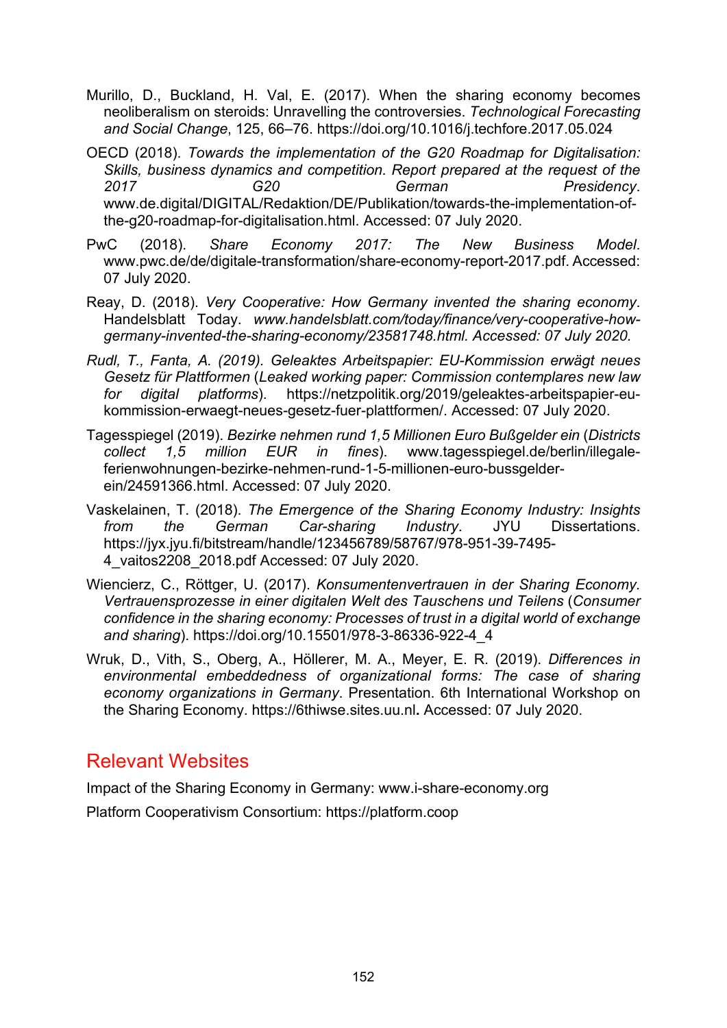Murillo, D., Buckland, H. Val, E. (2017). When the sharing economy becomes neoliberalism on steroids: Unravelling the controversies. *Technological Forecasting and Social Change*, 125, 66–76. https://doi.org/10.1016/j.techfore.2017.05.024

OECD (2018). *Towards the implementation of the G20 Roadmap for Digitalisation: Skills, business dynamics and competition. Report prepared at the request of the 2017 G20 German Presidency*. www.de.digital/DIGITAL/Redaktion/DE/Publikation/towards-the-implementation-of-the-g20-roadmap-for-digitalisation.html. Accessed: 07 July 2020.

PwC (2018). *Share Economy 2017: The New Business Model*. www.pwc.de/de/digitale-transformation/share-economy-report-2017.pdf. Accessed: 07 July 2020.

Reay, D. (2018). *Very Cooperative: How Germany invented the sharing economy*. Handelsblatt Today. *www.handelsblatt.com/today/finance/very-cooperative-how-germany-invented-the-sharing-economy/23581748.html. Accessed: 07 July 2020.*

*Rudl, T., Fanta, A. (2019). Geleaktes Arbeitspapier: EU-Kommission erwägt neues Gesetz für Plattformen* (*Leaked working paper: Commission contemplates new law for digital platforms*). https://netzpolitik.org/2019/geleaktes-arbeitspapier-eu-kommission-erwaegt-neues-gesetz-fuer-plattformen/. Accessed: 07 July 2020.

Tagesspiegel (2019). *Bezirke nehmen rund 1,5 Millionen Euro Bußgelder ein* (*Districts collect 1,5 million EUR in fines*). www.tagesspiegel.de/berlin/illegale-ferienwohnungen-bezirke-nehmen-rund-1-5-millionen-euro-bussgelder-ein/24591366.html. Accessed: 07 July 2020.

Vaskelainen, T. (2018). *The Emergence of the Sharing Economy Industry: Insights from the German Car-sharing Industry*. JYU Dissertations. https://jyx.jyu.fi/bitstream/handle/123456789/58767/978-951-39-7495-4_vaitos2208_2018.pdf Accessed: 07 July 2020.

Wiencierz, C., Röttger, U. (2017). *Konsumentenvertrauen in der Sharing Economy. Vertrauensprozesse in einer digitalen Welt des Tauschens und Teilens* (*Consumer confidence in the sharing economy: Processes of trust in a digital world of exchange and sharing*). https://doi.org/10.15501/978-3-86336-922-4_4

Wruk, D., Vith, S., Oberg, A., Höllerer, M. A., Meyer, E. R. (2019). *Differences in environmental embeddedness of organizational forms: The case of sharing economy organizations in Germany*. Presentation. 6th International Workshop on the Sharing Economy. https://6thiwse.sites.uu.nl**.** Accessed: 07 July 2020.

## Relevant Websites

Impact of the Sharing Economy in Germany: www.i-share-economy.org

Platform Cooperativism Consortium: https://platform.coop